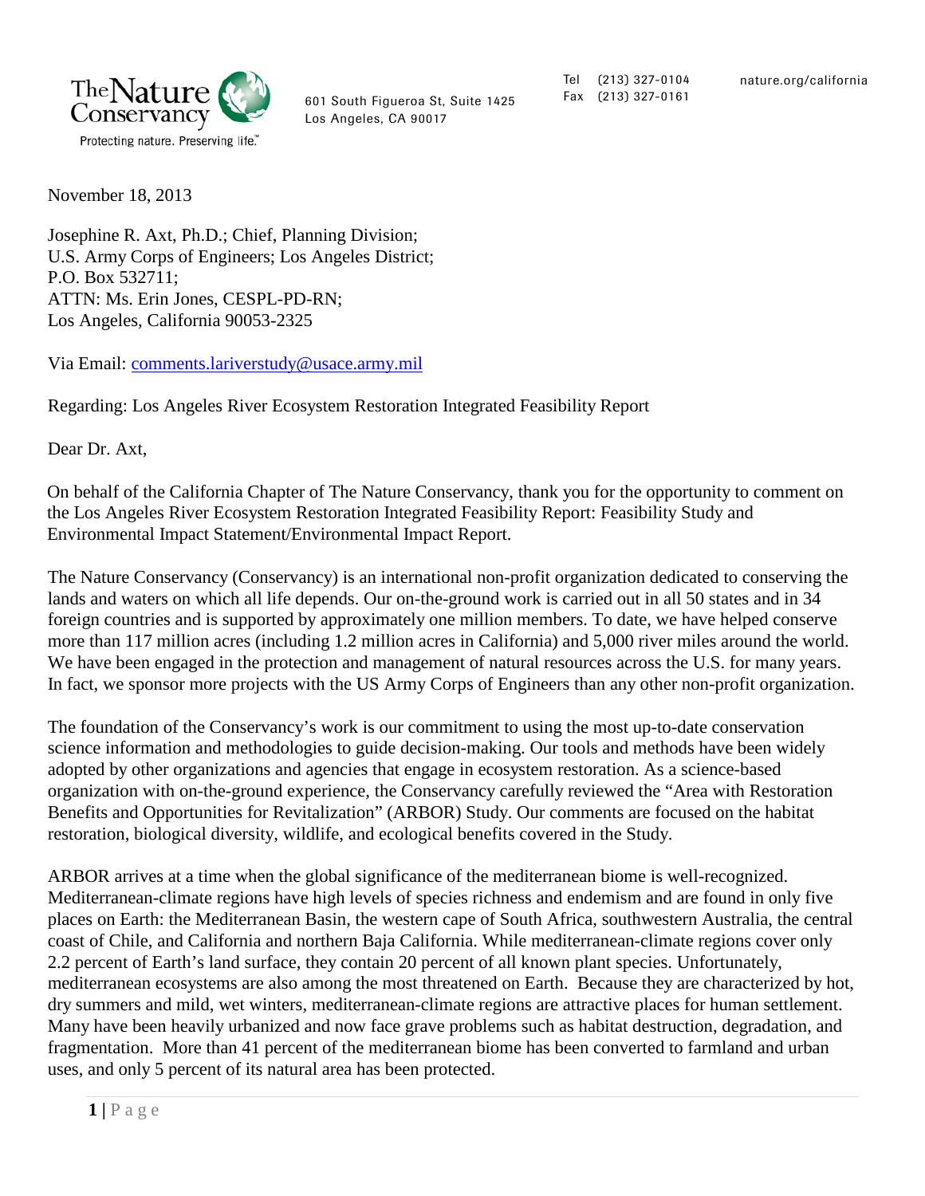The Nature Conservancy
Protecting nature. Preserving life.™

601 South Figueroa St, Suite 1425
Los Angeles, CA 90017

Tel (213) 327-0104
Fax (213) 327-0161

nature.org/california

November 18, 2013

Josephine R. Axt, Ph.D.; Chief, Planning Division;
U.S. Army Corps of Engineers; Los Angeles District;
P.O. Box 532711;
ATTN: Ms. Erin Jones, CESPL-PD-RN;
Los Angeles, California 90053-2325

Via Email: comments.lariverstudy@usace.army.mil

Regarding: Los Angeles River Ecosystem Restoration Integrated Feasibility Report

Dear Dr. Axt,

On behalf of the California Chapter of The Nature Conservancy, thank you for the opportunity to comment on the Los Angeles River Ecosystem Restoration Integrated Feasibility Report: Feasibility Study and Environmental Impact Statement/Environmental Impact Report.

The Nature Conservancy (Conservancy) is an international non-profit organization dedicated to conserving the lands and waters on which all life depends. Our on-the-ground work is carried out in all 50 states and in 34 foreign countries and is supported by approximately one million members. To date, we have helped conserve more than 117 million acres (including 1.2 million acres in California) and 5,000 river miles around the world. We have been engaged in the protection and management of natural resources across the U.S. for many years. In fact, we sponsor more projects with the US Army Corps of Engineers than any other non-profit organization.

The foundation of the Conservancy's work is our commitment to using the most up-to-date conservation science information and methodologies to guide decision-making. Our tools and methods have been widely adopted by other organizations and agencies that engage in ecosystem restoration. As a science-based organization with on-the-ground experience, the Conservancy carefully reviewed the "Area with Restoration Benefits and Opportunities for Revitalization" (ARBOR) Study. Our comments are focused on the habitat restoration, biological diversity, wildlife, and ecological benefits covered in the Study.

ARBOR arrives at a time when the global significance of the mediterranean biome is well-recognized. Mediterranean-climate regions have high levels of species richness and endemism and are found in only five places on Earth: the Mediterranean Basin, the western cape of South Africa, southwestern Australia, the central coast of Chile, and California and northern Baja California. While mediterranean-climate regions cover only 2.2 percent of Earth's land surface, they contain 20 percent of all known plant species. Unfortunately, mediterranean ecosystems are also among the most threatened on Earth. Because they are characterized by hot, dry summers and mild, wet winters, mediterranean-climate regions are attractive places for human settlement. Many have been heavily urbanized and now face grave problems such as habitat destruction, degradation, and fragmentation. More than 41 percent of the mediterranean biome has been converted to farmland and urban uses, and only 5 percent of its natural area has been protected.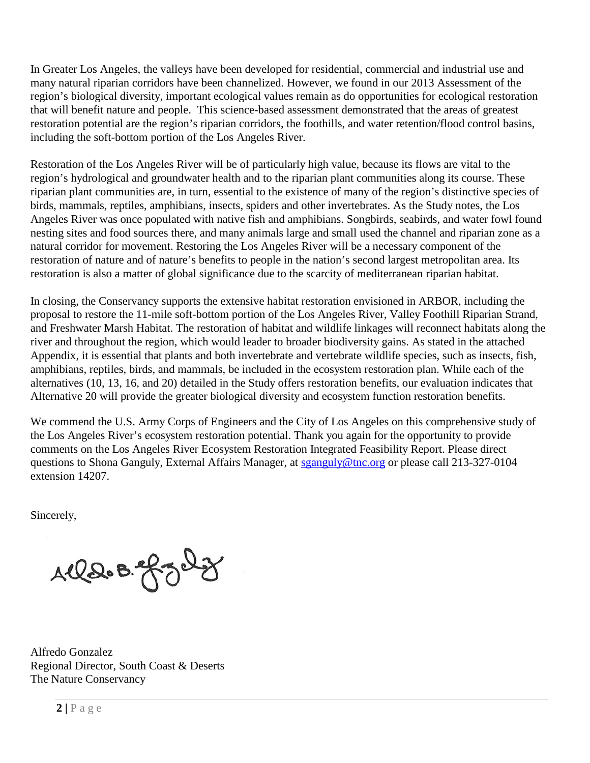In Greater Los Angeles, the valleys have been developed for residential, commercial and industrial use and many natural riparian corridors have been channelized. However, we found in our 2013 Assessment of the region's biological diversity, important ecological values remain as do opportunities for ecological restoration that will benefit nature and people. This science-based assessment demonstrated that the areas of greatest restoration potential are the region's riparian corridors, the foothills, and water retention/flood control basins, including the soft-bottom portion of the Los Angeles River.

Restoration of the Los Angeles River will be of particularly high value, because its flows are vital to the region's hydrological and groundwater health and to the riparian plant communities along its course. These riparian plant communities are, in turn, essential to the existence of many of the region's distinctive species of birds, mammals, reptiles, amphibians, insects, spiders and other invertebrates. As the Study notes, the Los Angeles River was once populated with native fish and amphibians. Songbirds, seabirds, and water fowl found nesting sites and food sources there, and many animals large and small used the channel and riparian zone as a natural corridor for movement. Restoring the Los Angeles River will be a necessary component of the restoration of nature and of nature's benefits to people in the nation's second largest metropolitan area. Its restoration is also a matter of global significance due to the scarcity of mediterranean riparian habitat.

In closing, the Conservancy supports the extensive habitat restoration envisioned in ARBOR, including the proposal to restore the 11-mile soft-bottom portion of the Los Angeles River, Valley Foothill Riparian Strand, and Freshwater Marsh Habitat. The restoration of habitat and wildlife linkages will reconnect habitats along the river and throughout the region, which would leader to broader biodiversity gains. As stated in the attached Appendix, it is essential that plants and both invertebrate and vertebrate wildlife species, such as insects, fish, amphibians, reptiles, birds, and mammals, be included in the ecosystem restoration plan. While each of the alternatives (10, 13, 16, and 20) detailed in the Study offers restoration benefits, our evaluation indicates that Alternative 20 will provide the greater biological diversity and ecosystem function restoration benefits.

We commend the U.S. Army Corps of Engineers and the City of Los Angeles on this comprehensive study of the Los Angeles River's ecosystem restoration potential. Thank you again for the opportunity to provide comments on the Los Angeles River Ecosystem Restoration Integrated Feasibility Report. Please direct questions to Shona Ganguly, External Affairs Manager, at sganguly@tnc.org or please call 213-327-0104 extension 14207.

Sincerely,

Alfredo Gonzalez
Regional Director, South Coast & Deserts
The Nature Conservancy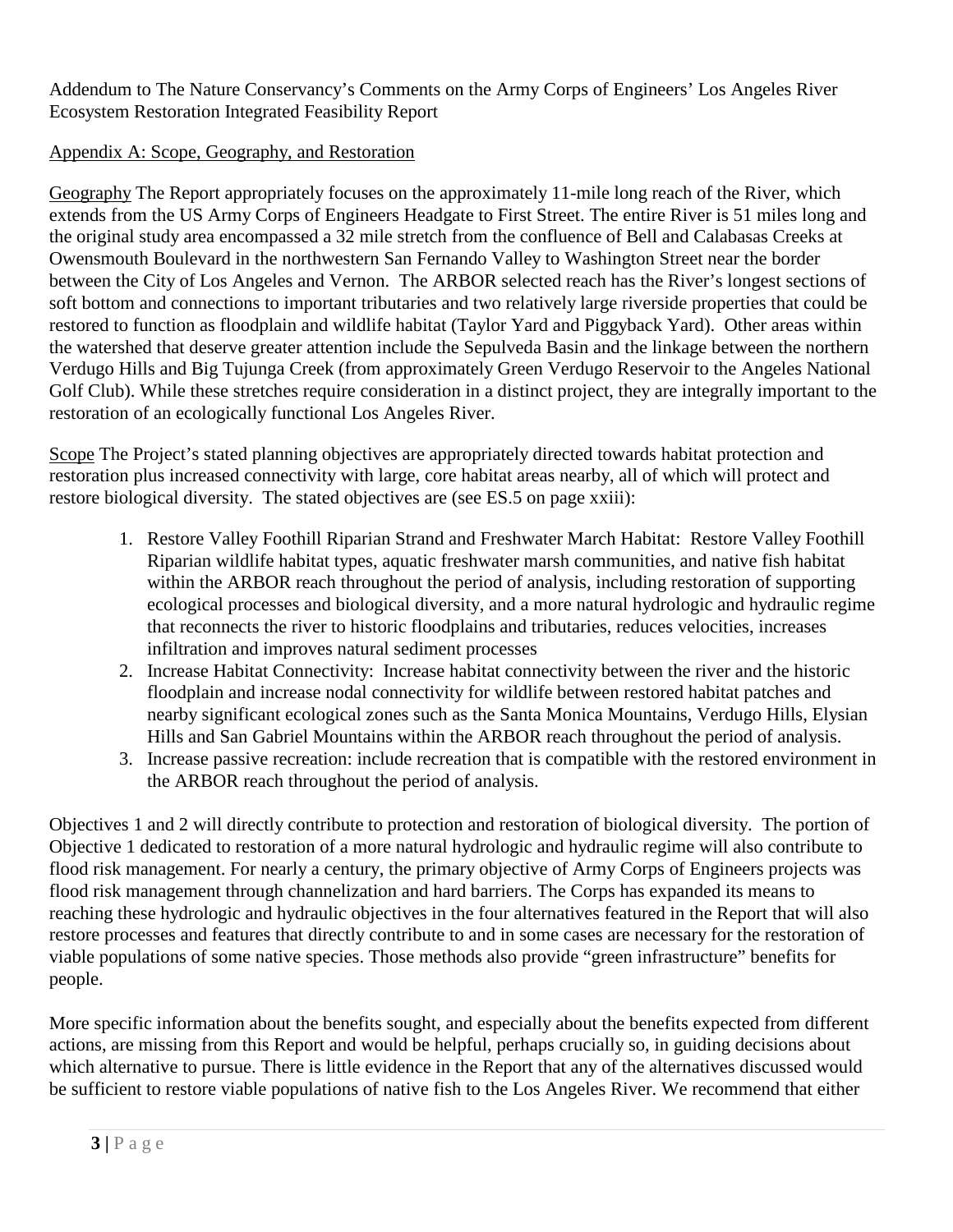Addendum to The Nature Conservancy's Comments on the Army Corps of Engineers' Los Angeles River Ecosystem Restoration Integrated Feasibility Report

Appendix A: Scope, Geography, and Restoration

Geography The Report appropriately focuses on the approximately 11-mile long reach of the River, which extends from the US Army Corps of Engineers Headgate to First Street. The entire River is 51 miles long and the original study area encompassed a 32 mile stretch from the confluence of Bell and Calabasas Creeks at Owensmouth Boulevard in the northwestern San Fernando Valley to Washington Street near the border between the City of Los Angeles and Vernon. The ARBOR selected reach has the River's longest sections of soft bottom and connections to important tributaries and two relatively large riverside properties that could be restored to function as floodplain and wildlife habitat (Taylor Yard and Piggyback Yard). Other areas within the watershed that deserve greater attention include the Sepulveda Basin and the linkage between the northern Verdugo Hills and Big Tujunga Creek (from approximately Green Verdugo Reservoir to the Angeles National Golf Club). While these stretches require consideration in a distinct project, they are integrally important to the restoration of an ecologically functional Los Angeles River.

Scope The Project's stated planning objectives are appropriately directed towards habitat protection and restoration plus increased connectivity with large, core habitat areas nearby, all of which will protect and restore biological diversity. The stated objectives are (see ES.5 on page xxiii):

1. Restore Valley Foothill Riparian Strand and Freshwater March Habitat: Restore Valley Foothill Riparian wildlife habitat types, aquatic freshwater marsh communities, and native fish habitat within the ARBOR reach throughout the period of analysis, including restoration of supporting ecological processes and biological diversity, and a more natural hydrologic and hydraulic regime that reconnects the river to historic floodplains and tributaries, reduces velocities, increases infiltration and improves natural sediment processes
2. Increase Habitat Connectivity: Increase habitat connectivity between the river and the historic floodplain and increase nodal connectivity for wildlife between restored habitat patches and nearby significant ecological zones such as the Santa Monica Mountains, Verdugo Hills, Elysian Hills and San Gabriel Mountains within the ARBOR reach throughout the period of analysis.
3. Increase passive recreation: include recreation that is compatible with the restored environment in the ARBOR reach throughout the period of analysis.

Objectives 1 and 2 will directly contribute to protection and restoration of biological diversity. The portion of Objective 1 dedicated to restoration of a more natural hydrologic and hydraulic regime will also contribute to flood risk management. For nearly a century, the primary objective of Army Corps of Engineers projects was flood risk management through channelization and hard barriers. The Corps has expanded its means to reaching these hydrologic and hydraulic objectives in the four alternatives featured in the Report that will also restore processes and features that directly contribute to and in some cases are necessary for the restoration of viable populations of some native species. Those methods also provide "green infrastructure" benefits for people.

More specific information about the benefits sought, and especially about the benefits expected from different actions, are missing from this Report and would be helpful, perhaps crucially so, in guiding decisions about which alternative to pursue. There is little evidence in the Report that any of the alternatives discussed would be sufficient to restore viable populations of native fish to the Los Angeles River. We recommend that either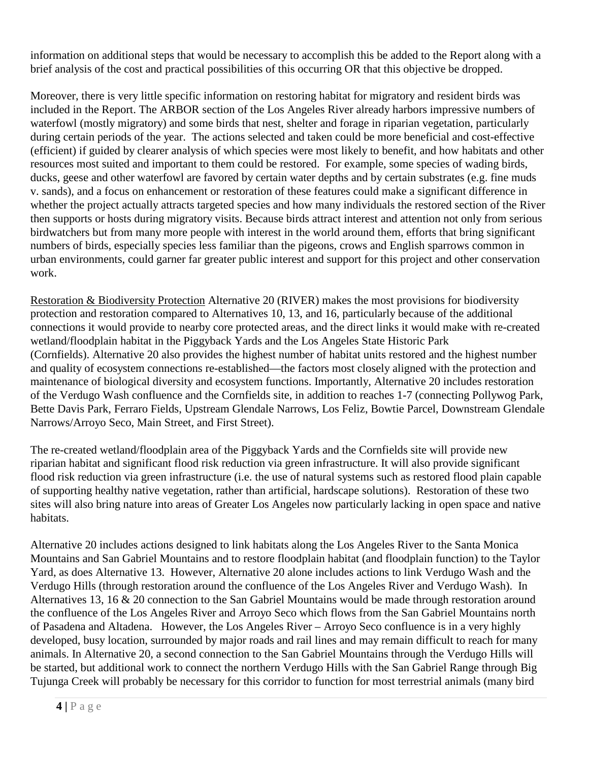information on additional steps that would be necessary to accomplish this be added to the Report along with a brief analysis of the cost and practical possibilities of this occurring OR that this objective be dropped.

Moreover, there is very little specific information on restoring habitat for migratory and resident birds was included in the Report. The ARBOR section of the Los Angeles River already harbors impressive numbers of waterfowl (mostly migratory) and some birds that nest, shelter and forage in riparian vegetation, particularly during certain periods of the year. The actions selected and taken could be more beneficial and cost-effective (efficient) if guided by clearer analysis of which species were most likely to benefit, and how habitats and other resources most suited and important to them could be restored. For example, some species of wading birds, ducks, geese and other waterfowl are favored by certain water depths and by certain substrates (e.g. fine muds v. sands), and a focus on enhancement or restoration of these features could make a significant difference in whether the project actually attracts targeted species and how many individuals the restored section of the River then supports or hosts during migratory visits. Because birds attract interest and attention not only from serious birdwatchers but from many more people with interest in the world around them, efforts that bring significant numbers of birds, especially species less familiar than the pigeons, crows and English sparrows common in urban environments, could garner far greater public interest and support for this project and other conservation work.

<u>Restoration & Biodiversity Protection</u> Alternative 20 (RIVER) makes the most provisions for biodiversity protection and restoration compared to Alternatives 10, 13, and 16, particularly because of the additional connections it would provide to nearby core protected areas, and the direct links it would make with re-created wetland/floodplain habitat in the Piggyback Yards and the Los Angeles State Historic Park (Cornfields). Alternative 20 also provides the highest number of habitat units restored and the highest number and quality of ecosystem connections re-established—the factors most closely aligned with the protection and maintenance of biological diversity and ecosystem functions. Importantly, Alternative 20 includes restoration of the Verdugo Wash confluence and the Cornfields site, in addition to reaches 1-7 (connecting Pollywog Park, Bette Davis Park, Ferraro Fields, Upstream Glendale Narrows, Los Feliz, Bowtie Parcel, Downstream Glendale Narrows/Arroyo Seco, Main Street, and First Street).

The re-created wetland/floodplain area of the Piggyback Yards and the Cornfields site will provide new riparian habitat and significant flood risk reduction via green infrastructure. It will also provide significant flood risk reduction via green infrastructure (i.e. the use of natural systems such as restored flood plain capable of supporting healthy native vegetation, rather than artificial, hardscape solutions). Restoration of these two sites will also bring nature into areas of Greater Los Angeles now particularly lacking in open space and native habitats.

Alternative 20 includes actions designed to link habitats along the Los Angeles River to the Santa Monica Mountains and San Gabriel Mountains and to restore floodplain habitat (and floodplain function) to the Taylor Yard, as does Alternative 13. However, Alternative 20 alone includes actions to link Verdugo Wash and the Verdugo Hills (through restoration around the confluence of the Los Angeles River and Verdugo Wash). In Alternatives 13, 16 & 20 connection to the San Gabriel Mountains would be made through restoration around the confluence of the Los Angeles River and Arroyo Seco which flows from the San Gabriel Mountains north of Pasadena and Altadena. However, the Los Angeles River – Arroyo Seco confluence is in a very highly developed, busy location, surrounded by major roads and rail lines and may remain difficult to reach for many animals. In Alternative 20, a second connection to the San Gabriel Mountains through the Verdugo Hills will be started, but additional work to connect the northern Verdugo Hills with the San Gabriel Range through Big Tujunga Creek will probably be necessary for this corridor to function for most terrestrial animals (many bird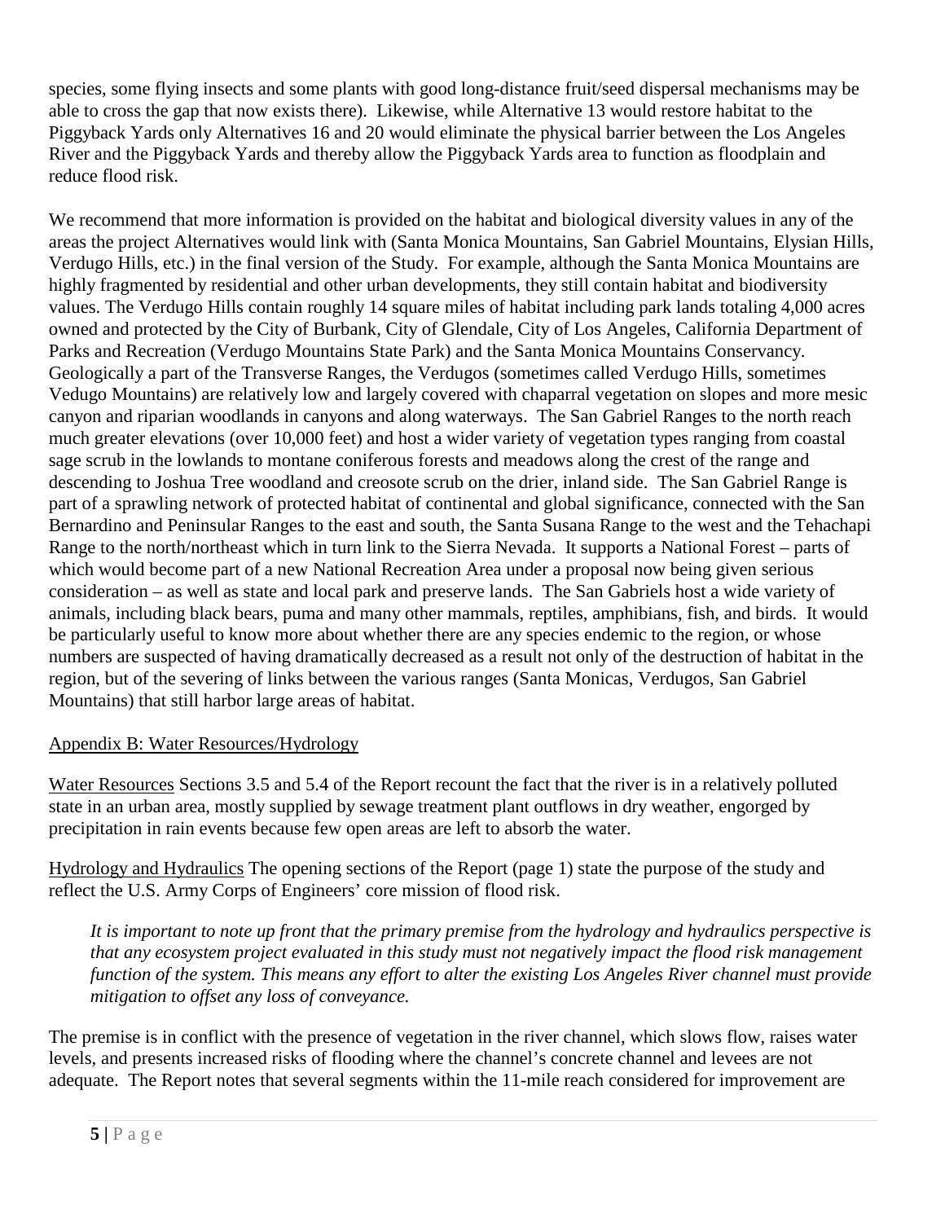species, some flying insects and some plants with good long-distance fruit/seed dispersal mechanisms may be able to cross the gap that now exists there). Likewise, while Alternative 13 would restore habitat to the Piggyback Yards only Alternatives 16 and 20 would eliminate the physical barrier between the Los Angeles River and the Piggyback Yards and thereby allow the Piggyback Yards area to function as floodplain and reduce flood risk.

We recommend that more information is provided on the habitat and biological diversity values in any of the areas the project Alternatives would link with (Santa Monica Mountains, San Gabriel Mountains, Elysian Hills, Verdugo Hills, etc.) in the final version of the Study. For example, although the Santa Monica Mountains are highly fragmented by residential and other urban developments, they still contain habitat and biodiversity values. The Verdugo Hills contain roughly 14 square miles of habitat including park lands totaling 4,000 acres owned and protected by the City of Burbank, City of Glendale, City of Los Angeles, California Department of Parks and Recreation (Verdugo Mountains State Park) and the Santa Monica Mountains Conservancy. Geologically a part of the Transverse Ranges, the Verdugos (sometimes called Verdugo Hills, sometimes Vedugo Mountains) are relatively low and largely covered with chaparral vegetation on slopes and more mesic canyon and riparian woodlands in canyons and along waterways. The San Gabriel Ranges to the north reach much greater elevations (over 10,000 feet) and host a wider variety of vegetation types ranging from coastal sage scrub in the lowlands to montane coniferous forests and meadows along the crest of the range and descending to Joshua Tree woodland and creosote scrub on the drier, inland side. The San Gabriel Range is part of a sprawling network of protected habitat of continental and global significance, connected with the San Bernardino and Peninsular Ranges to the east and south, the Santa Susana Range to the west and the Tehachapi Range to the north/northeast which in turn link to the Sierra Nevada. It supports a National Forest – parts of which would become part of a new National Recreation Area under a proposal now being given serious consideration – as well as state and local park and preserve lands. The San Gabriels host a wide variety of animals, including black bears, puma and many other mammals, reptiles, amphibians, fish, and birds. It would be particularly useful to know more about whether there are any species endemic to the region, or whose numbers are suspected of having dramatically decreased as a result not only of the destruction of habitat in the region, but of the severing of links between the various ranges (Santa Monicas, Verdugos, San Gabriel Mountains) that still harbor large areas of habitat.

<u>Appendix B: Water Resources/Hydrology</u>

<u>Water Resources</u> Sections 3.5 and 5.4 of the Report recount the fact that the river is in a relatively polluted state in an urban area, mostly supplied by sewage treatment plant outflows in dry weather, engorged by precipitation in rain events because few open areas are left to absorb the water.

<u>Hydrology and Hydraulics</u> The opening sections of the Report (page 1) state the purpose of the study and reflect the U.S. Army Corps of Engineers' core mission of flood risk.

> *It is important to note up front that the primary premise from the hydrology and hydraulics perspective is that any ecosystem project evaluated in this study must not negatively impact the flood risk management function of the system. This means any effort to alter the existing Los Angeles River channel must provide mitigation to offset any loss of conveyance.*

The premise is in conflict with the presence of vegetation in the river channel, which slows flow, raises water levels, and presents increased risks of flooding where the channel's concrete channel and levees are not adequate. The Report notes that several segments within the 11-mile reach considered for improvement are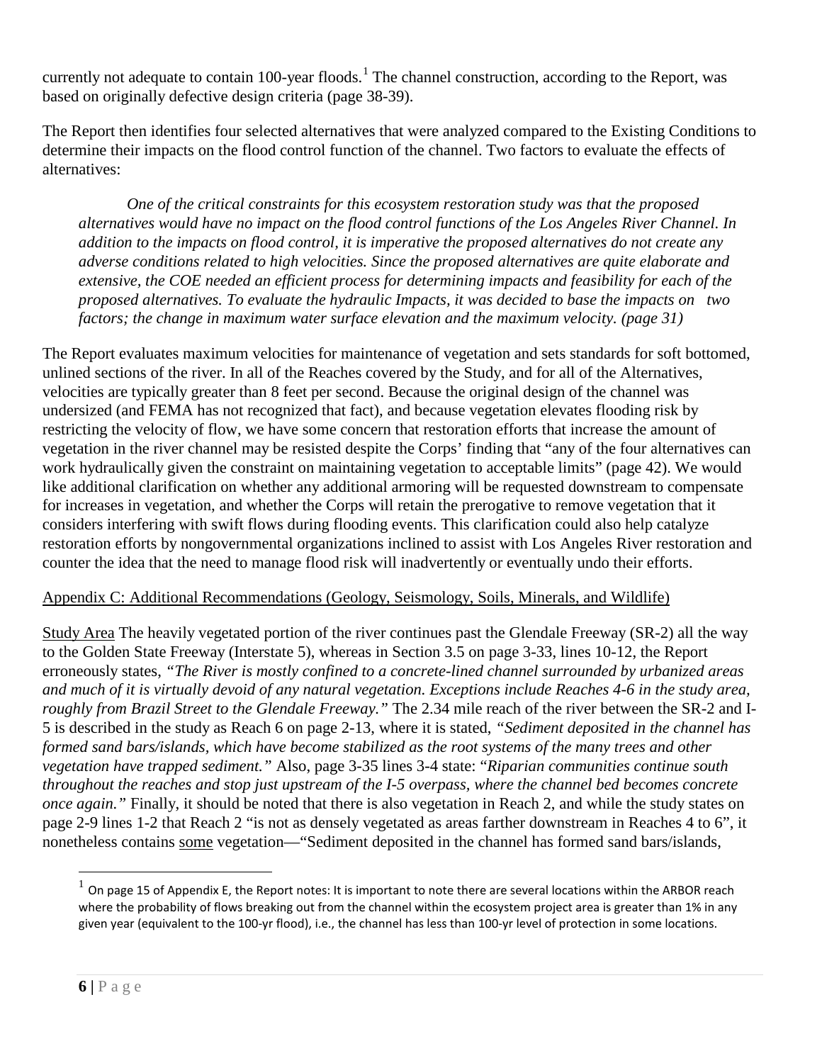currently not adequate to contain 100-year floods.[1] The channel construction, according to the Report, was based on originally defective design criteria (page 38-39).

The Report then identifies four selected alternatives that were analyzed compared to the Existing Conditions to determine their impacts on the flood control function of the channel. Two factors to evaluate the effects of alternatives:

> *One of the critical constraints for this ecosystem restoration study was that the proposed alternatives would have no impact on the flood control functions of the Los Angeles River Channel. In addition to the impacts on flood control, it is imperative the proposed alternatives do not create any adverse conditions related to high velocities. Since the proposed alternatives are quite elaborate and extensive, the COE needed an efficient process for determining impacts and feasibility for each of the proposed alternatives. To evaluate the hydraulic Impacts, it was decided to base the impacts on two factors; the change in maximum water surface elevation and the maximum velocity. (page 31)*

The Report evaluates maximum velocities for maintenance of vegetation and sets standards for soft bottomed, unlined sections of the river. In all of the Reaches covered by the Study, and for all of the Alternatives, velocities are typically greater than 8 feet per second. Because the original design of the channel was undersized (and FEMA has not recognized that fact), and because vegetation elevates flooding risk by restricting the velocity of flow, we have some concern that restoration efforts that increase the amount of vegetation in the river channel may be resisted despite the Corps' finding that "any of the four alternatives can work hydraulically given the constraint on maintaining vegetation to acceptable limits" (page 42). We would like additional clarification on whether any additional armoring will be requested downstream to compensate for increases in vegetation, and whether the Corps will retain the prerogative to remove vegetation that it considers interfering with swift flows during flooding events. This clarification could also help catalyze restoration efforts by nongovernmental organizations inclined to assist with Los Angeles River restoration and counter the idea that the need to manage flood risk will inadvertently or eventually undo their efforts.

<u>Appendix C: Additional Recommendations (Geology, Seismology, Soils, Minerals, and Wildlife)</u>

<u>Study Area</u> The heavily vegetated portion of the river continues past the Glendale Freeway (SR-2) all the way to the Golden State Freeway (Interstate 5), whereas in Section 3.5 on page 3-33, lines 10-12, the Report erroneously states, *"The River is mostly confined to a concrete-lined channel surrounded by urbanized areas and much of it is virtually devoid of any natural vegetation. Exceptions include Reaches 4-6 in the study area, roughly from Brazil Street to the Glendale Freeway."* The 2.34 mile reach of the river between the SR-2 and I-5 is described in the study as Reach 6 on page 2-13, where it is stated, *"Sediment deposited in the channel has formed sand bars/islands, which have become stabilized as the root systems of the many trees and other vegetation have trapped sediment."* Also, page 3-35 lines 3-4 state: "*Riparian communities continue south throughout the reaches and stop just upstream of the I-5 overpass, where the channel bed becomes concrete once again."* Finally, it should be noted that there is also vegetation in Reach 2, and while the study states on page 2-9 lines 1-2 that Reach 2 "is not as densely vegetated as areas farther downstream in Reaches 4 to 6", it nonetheless contains <u>some</u> vegetation—"Sediment deposited in the channel has formed sand bars/islands,

---

[1] On page 15 of Appendix E, the Report notes: It is important to note there are several locations within the ARBOR reach where the probability of flows breaking out from the channel within the ecosystem project area is greater than 1% in any given year (equivalent to the 100-yr flood), i.e., the channel has less than 100-yr level of protection in some locations.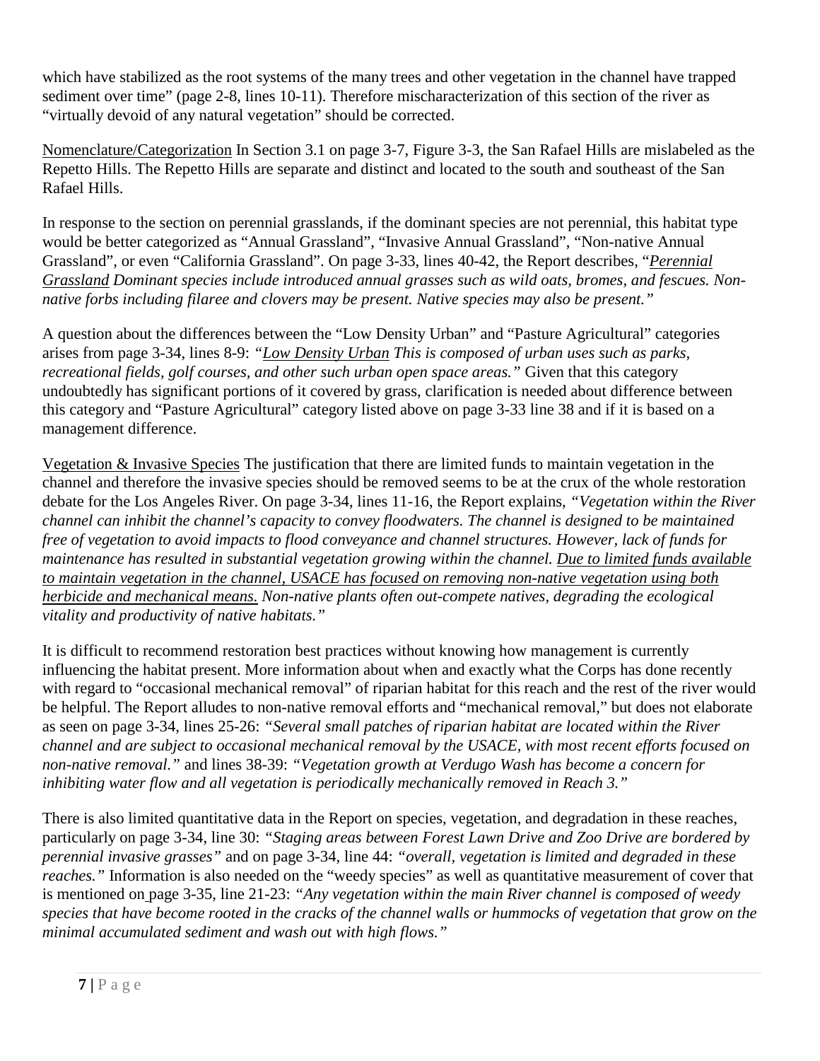which have stabilized as the root systems of the many trees and other vegetation in the channel have trapped sediment over time" (page 2-8, lines 10-11). Therefore mischaracterization of this section of the river as "virtually devoid of any natural vegetation" should be corrected.

<u>Nomenclature/Categorization</u> In Section 3.1 on page 3-7, Figure 3-3, the San Rafael Hills are mislabeled as the Repetto Hills. The Repetto Hills are separate and distinct and located to the south and southeast of the San Rafael Hills.

In response to the section on perennial grasslands, if the dominant species are not perennial, this habitat type would be better categorized as "Annual Grassland", "Invasive Annual Grassland", "Non-native Annual Grassland", or even "California Grassland". On page 3-33, lines 40-42, the Report describes, "*<u>Perennial Grassland</u> Dominant species include introduced annual grasses such as wild oats, bromes, and fescues. Non-native forbs including filaree and clovers may be present. Native species may also be present.*"

A question about the differences between the "Low Density Urban" and "Pasture Agricultural" categories arises from page 3-34, lines 8-9: *"<u>Low Density Urban</u> This is composed of urban uses such as parks, recreational fields, golf courses, and other such urban open space areas."* Given that this category undoubtedly has significant portions of it covered by grass, clarification is needed about difference between this category and "Pasture Agricultural" category listed above on page 3-33 line 38 and if it is based on a management difference.

<u>Vegetation & Invasive Species</u> The justification that there are limited funds to maintain vegetation in the channel and therefore the invasive species should be removed seems to be at the crux of the whole restoration debate for the Los Angeles River. On page 3-34, lines 11-16, the Report explains, *"Vegetation within the River channel can inhibit the channel's capacity to convey floodwaters. The channel is designed to be maintained free of vegetation to avoid impacts to flood conveyance and channel structures. However, lack of funds for maintenance has resulted in substantial vegetation growing within the channel. <u>Due to limited funds available to maintain vegetation in the channel, USACE has focused on removing non-native vegetation using both herbicide and mechanical means.</u> Non-native plants often out-compete natives, degrading the ecological vitality and productivity of native habitats."*

It is difficult to recommend restoration best practices without knowing how management is currently influencing the habitat present. More information about when and exactly what the Corps has done recently with regard to "occasional mechanical removal" of riparian habitat for this reach and the rest of the river would be helpful. The Report alludes to non-native removal efforts and "mechanical removal," but does not elaborate as seen on page 3-34, lines 25-26: *"Several small patches of riparian habitat are located within the River channel and are subject to occasional mechanical removal by the USACE, with most recent efforts focused on non-native removal."* and lines 38-39: *"Vegetation growth at Verdugo Wash has become a concern for inhibiting water flow and all vegetation is periodically mechanically removed in Reach 3."*

There is also limited quantitative data in the Report on species, vegetation, and degradation in these reaches, particularly on page 3-34, line 30: *"Staging areas between Forest Lawn Drive and Zoo Drive are bordered by perennial invasive grasses"* and on page 3-34, line 44: *"overall, vegetation is limited and degraded in these reaches."* Information is also needed on the "weedy species" as well as quantitative measurement of cover that is mentioned on page 3-35, line 21-23: *"Any vegetation within the main River channel is composed of weedy species that have become rooted in the cracks of the channel walls or hummocks of vegetation that grow on the minimal accumulated sediment and wash out with high flows."*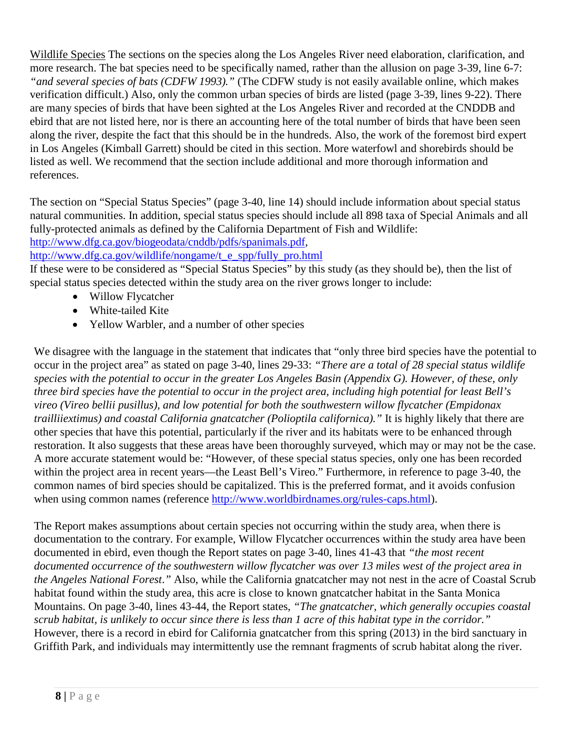Wildlife Species The sections on the species along the Los Angeles River need elaboration, clarification, and more research. The bat species need to be specifically named, rather than the allusion on page 3-39, line 6-7: *"and several species of bats (CDFW 1993)."* (The CDFW study is not easily available online, which makes verification difficult.) Also, only the common urban species of birds are listed (page 3-39, lines 9-22). There are many species of birds that have been sighted at the Los Angeles River and recorded at the CNDDB and ebird that are not listed here, nor is there an accounting here of the total number of birds that have been seen along the river, despite the fact that this should be in the hundreds. Also, the work of the foremost bird expert in Los Angeles (Kimball Garrett) should be cited in this section. More waterfowl and shorebirds should be listed as well. We recommend that the section include additional and more thorough information and references.

The section on "Special Status Species" (page 3-40, line 14) should include information about special status natural communities. In addition, special status species should include all 898 taxa of Special Animals and all fully-protected animals as defined by the California Department of Fish and Wildlife:
http://www.dfg.ca.gov/biogeodata/cnddb/pdfs/spanimals.pdf,
http://www.dfg.ca.gov/wildlife/nongame/t_e_spp/fully_pro.html
If these were to be considered as "Special Status Species" by this study (as they should be), then the list of special status species detected within the study area on the river grows longer to include:

- Willow Flycatcher
- White-tailed Kite
- Yellow Warbler, and a number of other species

We disagree with the language in the statement that indicates that "only three bird species have the potential to occur in the project area" as stated on page 3-40, lines 29-33: *"There are a total of 28 special status wildlife species with the potential to occur in the greater Los Angeles Basin (Appendix G). However, of these, only three bird species have the potential to occur in the project area, including high potential for least Bell's vireo (Vireo bellii pusillus), and low potential for both the southwestern willow flycatcher (Empidonax trailliiextimus) and coastal California gnatcatcher (Polioptila californica)."* It is highly likely that there are other species that have this potential, particularly if the river and its habitats were to be enhanced through restoration. It also suggests that these areas have been thoroughly surveyed, which may or may not be the case. A more accurate statement would be: "However, of these special status species, only one has been recorded within the project area in recent years—the Least Bell's Vireo." Furthermore, in reference to page 3-40, the common names of bird species should be capitalized. This is the preferred format, and it avoids confusion when using common names (reference http://www.worldbirdnames.org/rules-caps.html).

The Report makes assumptions about certain species not occurring within the study area, when there is documentation to the contrary. For example, Willow Flycatcher occurrences within the study area have been documented in ebird, even though the Report states on page 3-40, lines 41-43 that *"the most recent documented occurrence of the southwestern willow flycatcher was over 13 miles west of the project area in the Angeles National Forest."* Also, while the California gnatcatcher may not nest in the acre of Coastal Scrub habitat found within the study area, this acre is close to known gnatcatcher habitat in the Santa Monica Mountains. On page 3-40, lines 43-44, the Report states, *"The gnatcatcher, which generally occupies coastal scrub habitat, is unlikely to occur since there is less than 1 acre of this habitat type in the corridor."* However, there is a record in ebird for California gnatcatcher from this spring (2013) in the bird sanctuary in Griffith Park, and individuals may intermittently use the remnant fragments of scrub habitat along the river.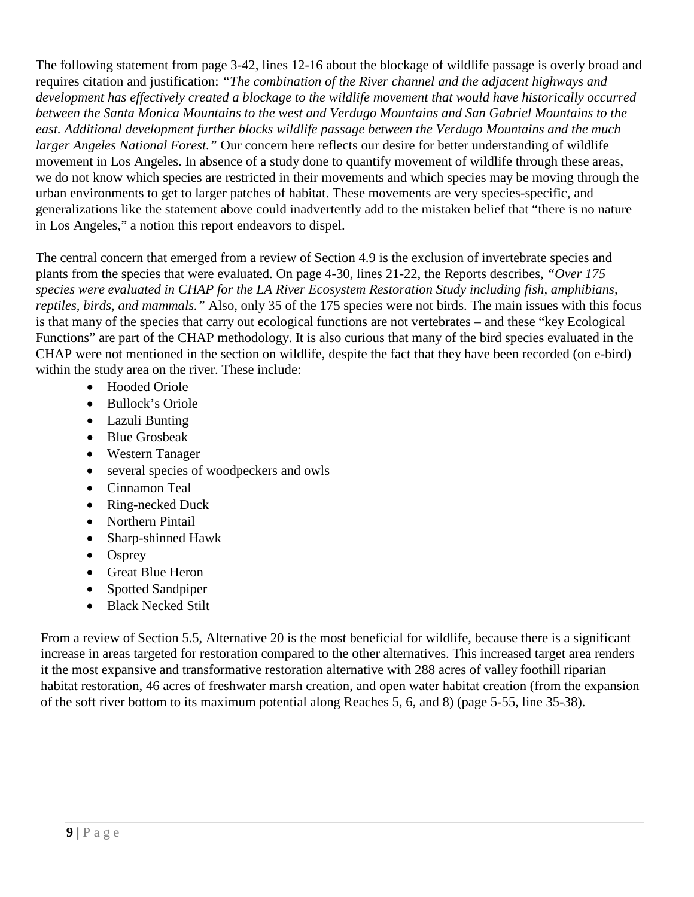The following statement from page 3-42, lines 12-16 about the blockage of wildlife passage is overly broad and requires citation and justification: *"The combination of the River channel and the adjacent highways and development has effectively created a blockage to the wildlife movement that would have historically occurred between the Santa Monica Mountains to the west and Verdugo Mountains and San Gabriel Mountains to the east. Additional development further blocks wildlife passage between the Verdugo Mountains and the much larger Angeles National Forest."* Our concern here reflects our desire for better understanding of wildlife movement in Los Angeles. In absence of a study done to quantify movement of wildlife through these areas, we do not know which species are restricted in their movements and which species may be moving through the urban environments to get to larger patches of habitat. These movements are very species-specific, and generalizations like the statement above could inadvertently add to the mistaken belief that "there is no nature in Los Angeles," a notion this report endeavors to dispel.

The central concern that emerged from a review of Section 4.9 is the exclusion of invertebrate species and plants from the species that were evaluated. On page 4-30, lines 21-22, the Reports describes, *"Over 175 species were evaluated in CHAP for the LA River Ecosystem Restoration Study including fish, amphibians, reptiles, birds, and mammals."* Also, only 35 of the 175 species were not birds. The main issues with this focus is that many of the species that carry out ecological functions are not vertebrates – and these "key Ecological Functions" are part of the CHAP methodology. It is also curious that many of the bird species evaluated in the CHAP were not mentioned in the section on wildlife, despite the fact that they have been recorded (on e-bird) within the study area on the river. These include:

- Hooded Oriole
- Bullock's Oriole
- Lazuli Bunting
- Blue Grosbeak
- Western Tanager
- several species of woodpeckers and owls
- Cinnamon Teal
- Ring-necked Duck
- Northern Pintail
- Sharp-shinned Hawk
- Osprey
- Great Blue Heron
- Spotted Sandpiper
- Black Necked Stilt

From a review of Section 5.5, Alternative 20 is the most beneficial for wildlife, because there is a significant increase in areas targeted for restoration compared to the other alternatives. This increased target area renders it the most expansive and transformative restoration alternative with 288 acres of valley foothill riparian habitat restoration, 46 acres of freshwater marsh creation, and open water habitat creation (from the expansion of the soft river bottom to its maximum potential along Reaches 5, 6, and 8) (page 5-55, line 35-38).